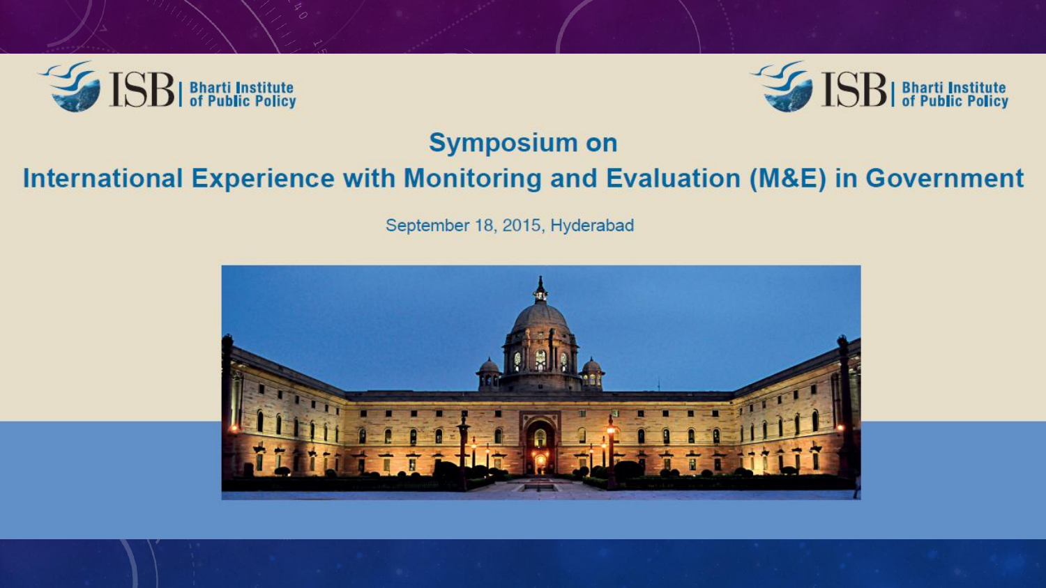ISB | Bharti Institute of Public Policy

ISB | Bharti Institute of Public Policy

# Symposium on
# International Experience with Monitoring and Evaluation (M&E) in Government

September 18, 2015, Hyderabad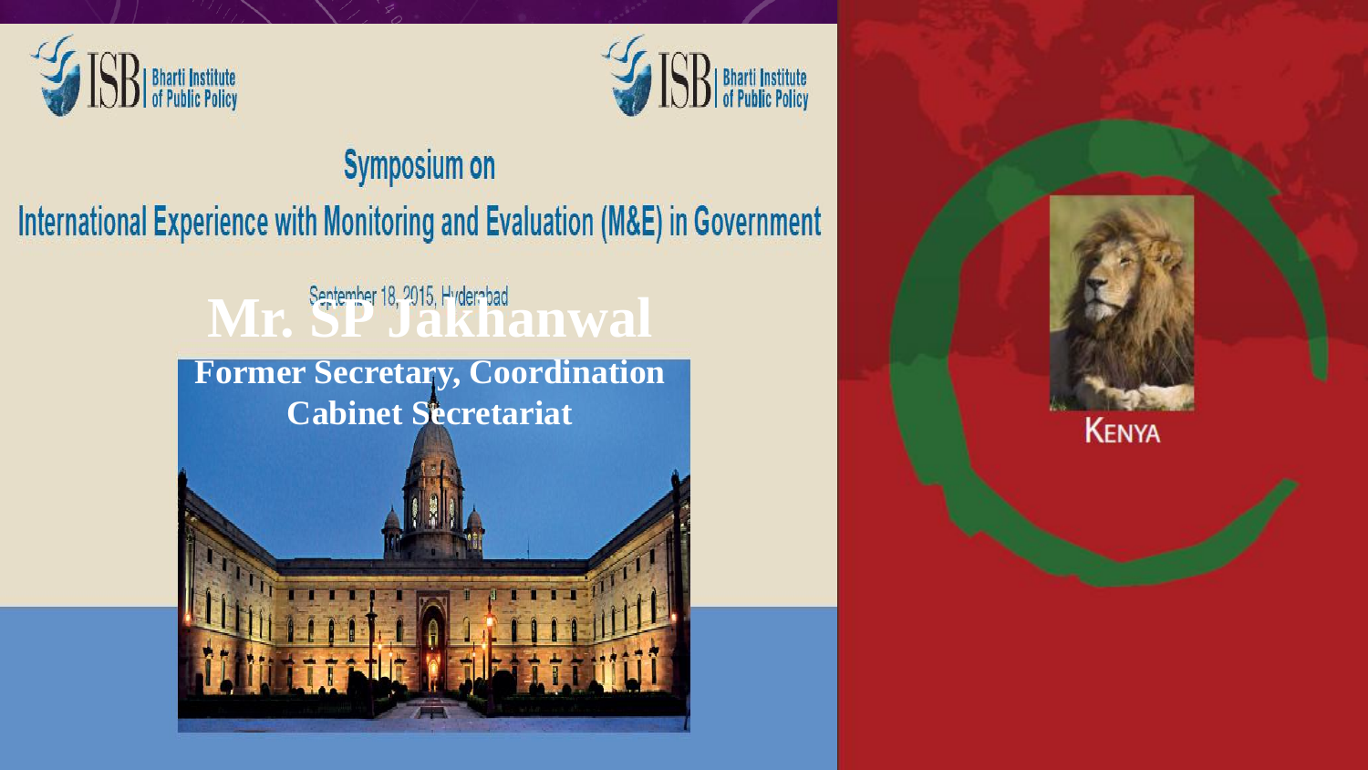ISB | Bharti Institute of Public Policy

ISB | Bharti Institute of Public Policy

# Symposium on

# International Experience with Monitoring and Evaluation (M&E) in Government

September 18, 2015, Hyderabad

## Mr. SP Jakhanwal

**Former Secretary, Coordination**
**Cabinet Secretariat**

KENYA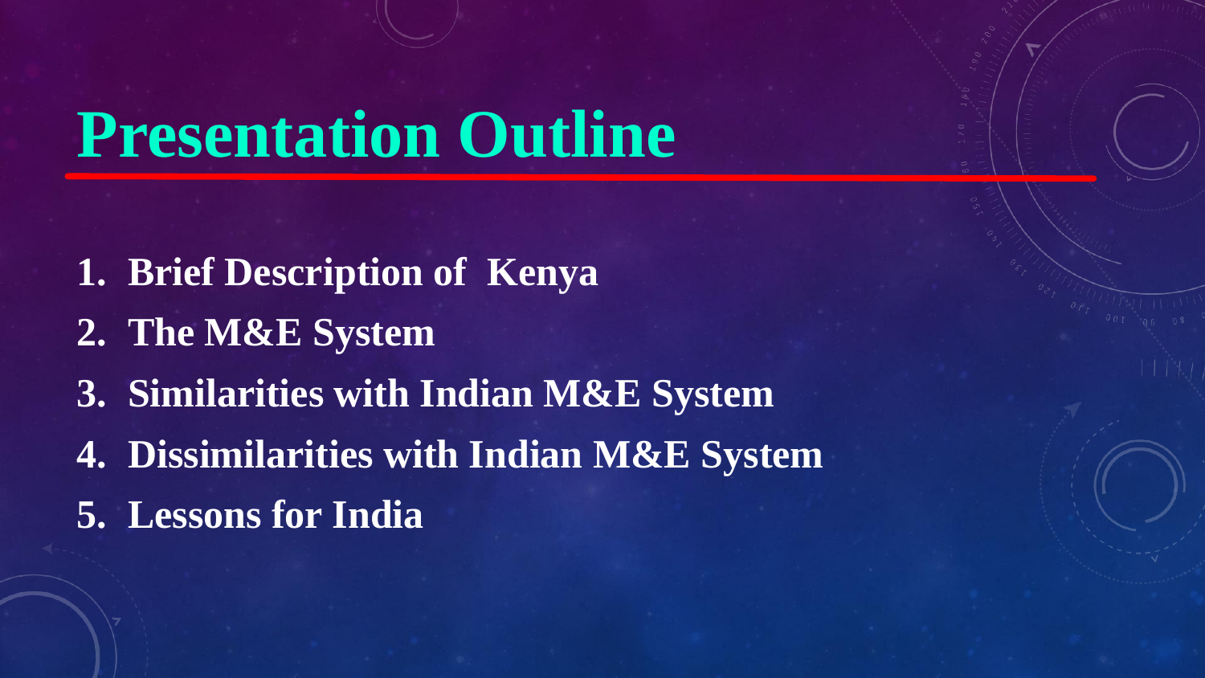# Presentation Outline

1. **Brief Description of Kenya**
2. **The M&E System**
3. **Similarities with Indian M&E System**
4. **Dissimilarities with Indian M&E System**
5. **Lessons for India**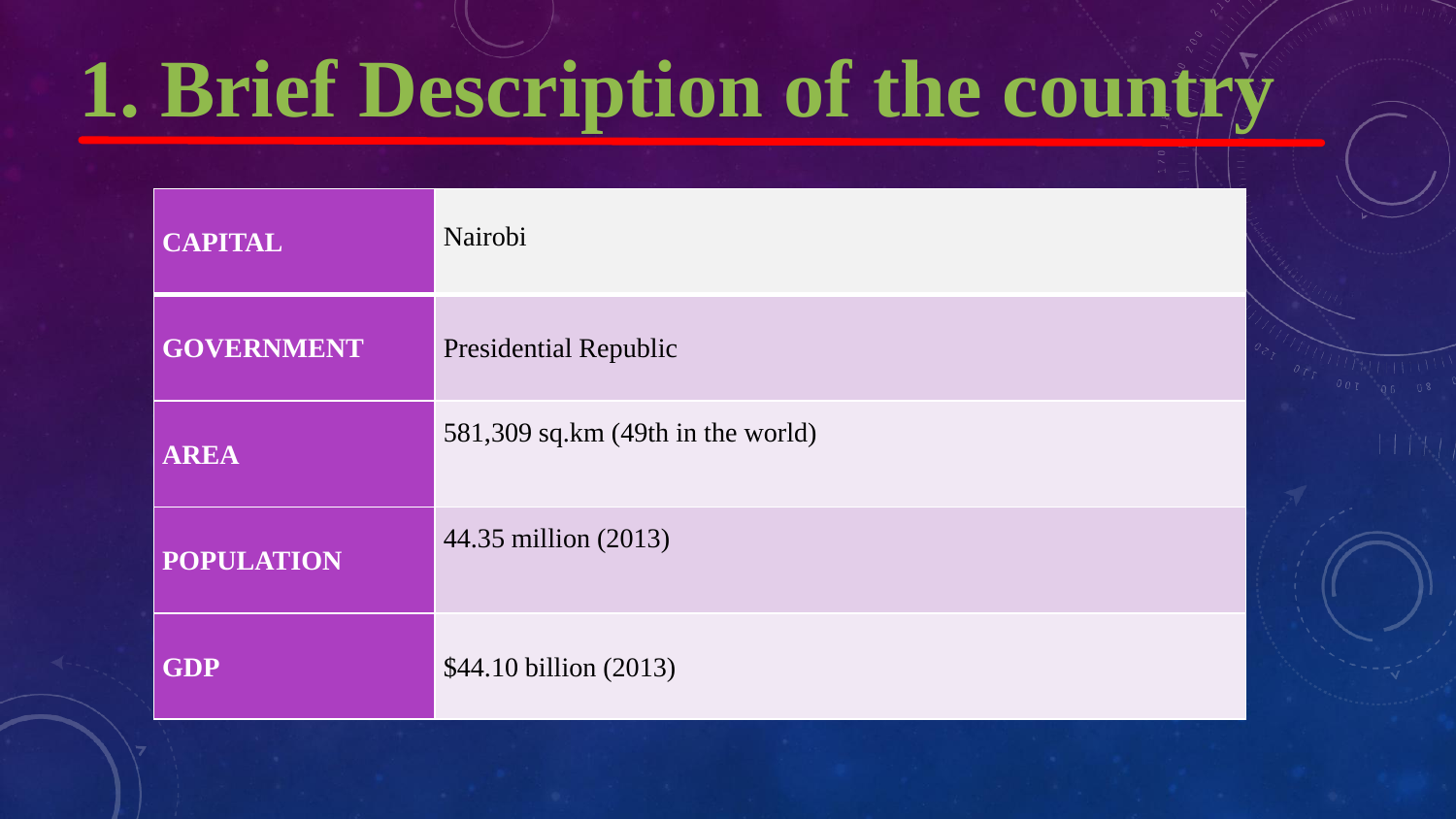# 1. Brief Description of the country

| | |
|---|---|
| **CAPITAL** | Nairobi |
| **GOVERNMENT** | Presidential Republic |
| **AREA** | 581,309 sq.km (49th in the world) |
| **POPULATION** | 44.35 million (2013) |
| **GDP** | $44.10 billion (2013) |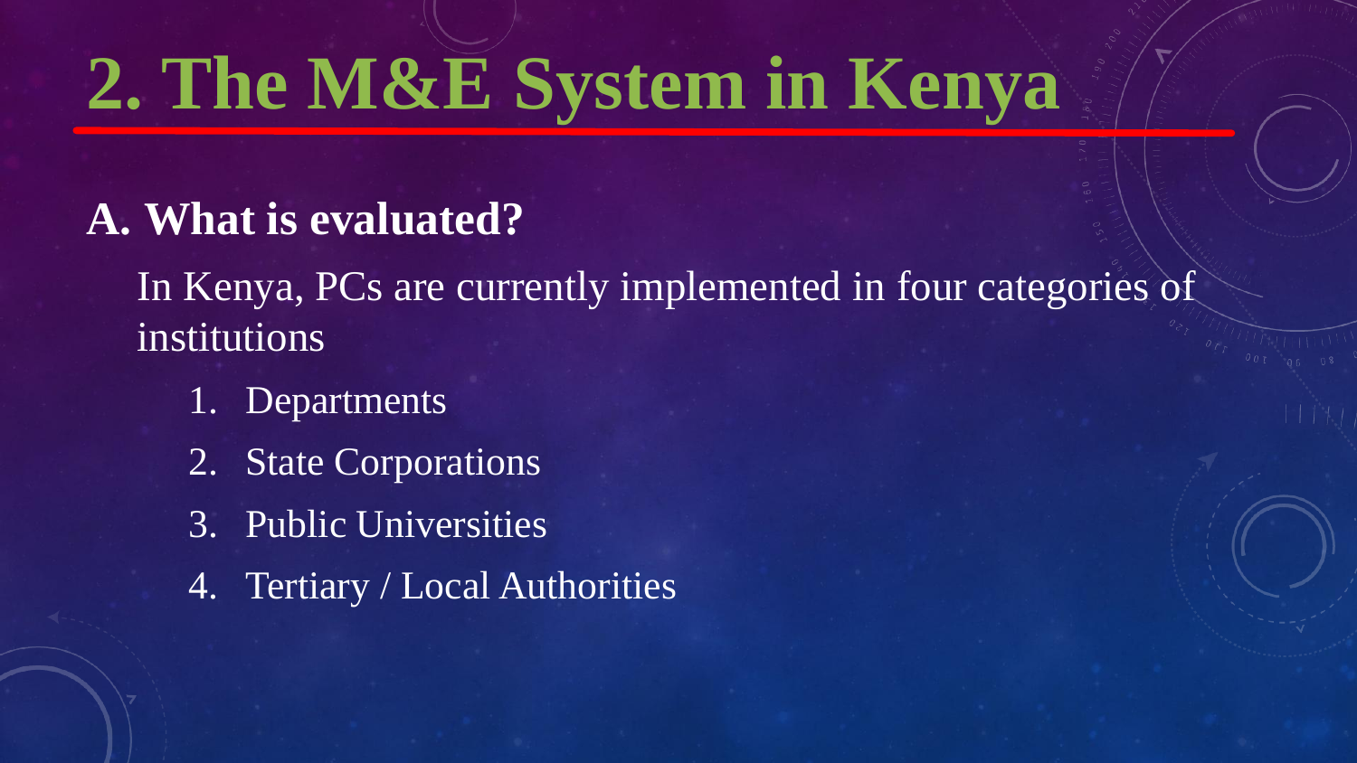# 2. The M&E System in Kenya

## A. What is evaluated?

In Kenya, PCs are currently implemented in four categories of institutions

1. Departments
2. State Corporations
3. Public Universities
4. Tertiary / Local Authorities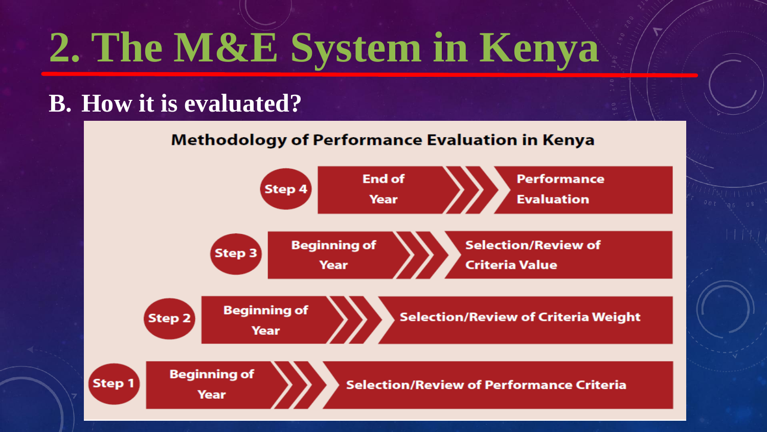# 2. The M&E System in Kenya

## B. How it is evaluated?

### Methodology of Performance Evaluation in Kenya

- **Step 4** — End of Year → Performance Evaluation
- **Step 3** — Beginning of Year → Selection/Review of Criteria Value
- **Step 2** — Beginning of Year → Selection/Review of Criteria Weight
- **Step 1** — Beginning of Year → Selection/Review of Performance Criteria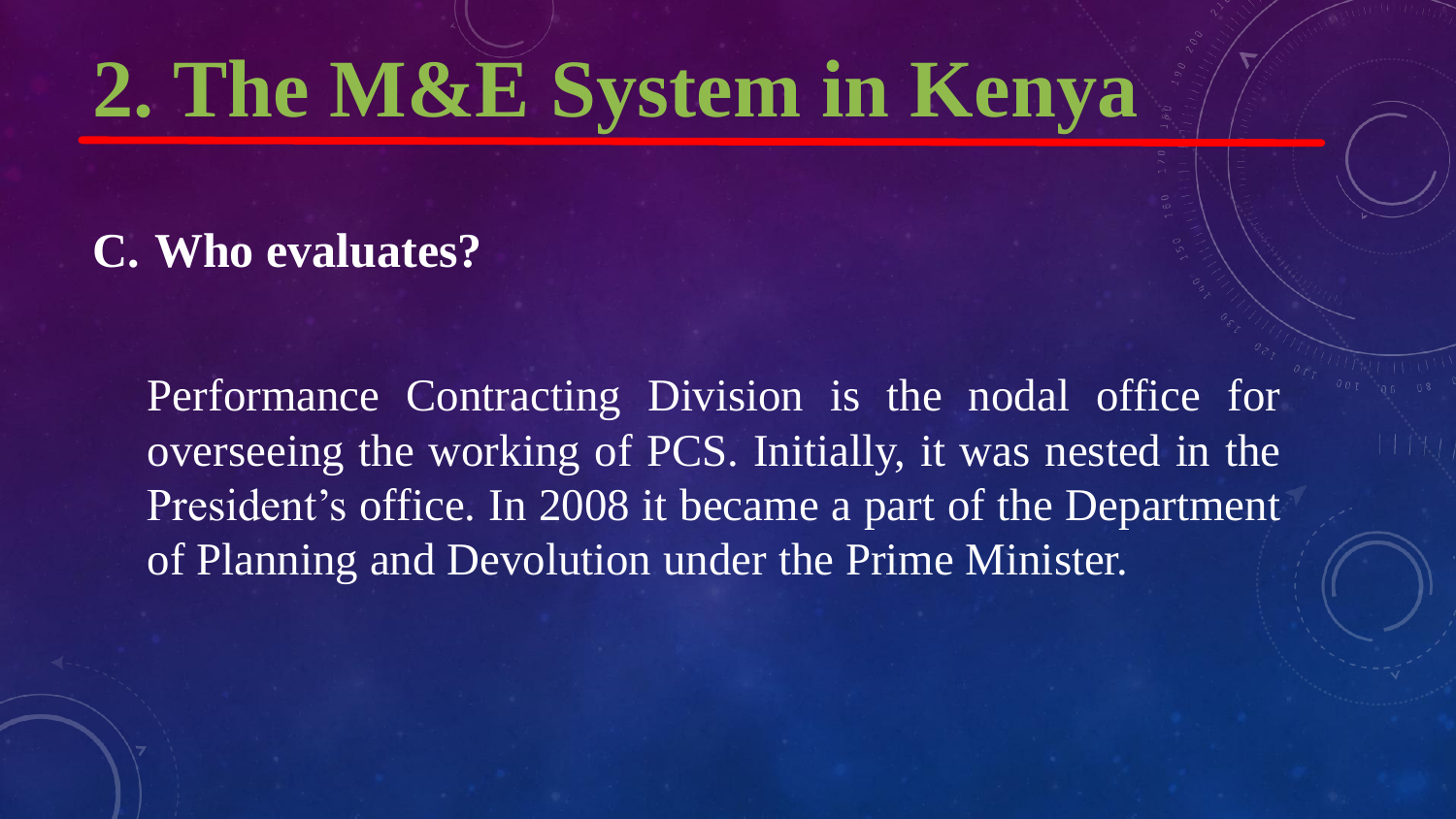# 2. The M&E System in Kenya

**C. Who evaluates?**

Performance Contracting Division is the nodal office for overseeing the working of PCS. Initially, it was nested in the President's office. In 2008 it became a part of the Department of Planning and Devolution under the Prime Minister.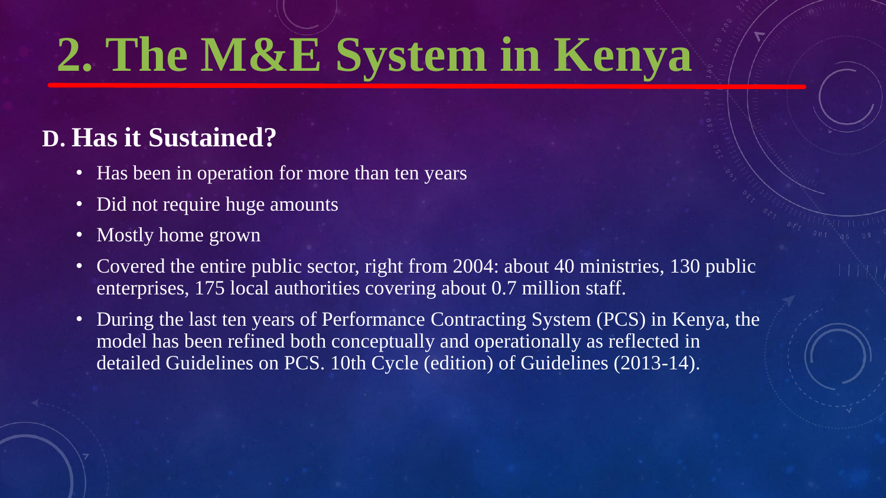# 2. The M&E System in Kenya

## D. Has it Sustained?

- Has been in operation for more than ten years
- Did not require huge amounts
- Mostly home grown
- Covered the entire public sector, right from 2004: about 40 ministries, 130 public enterprises, 175 local authorities covering about 0.7 million staff.
- During the last ten years of Performance Contracting System (PCS) in Kenya, the model has been refined both conceptually and operationally as reflected in detailed Guidelines on PCS. 10th Cycle (edition) of Guidelines (2013-14).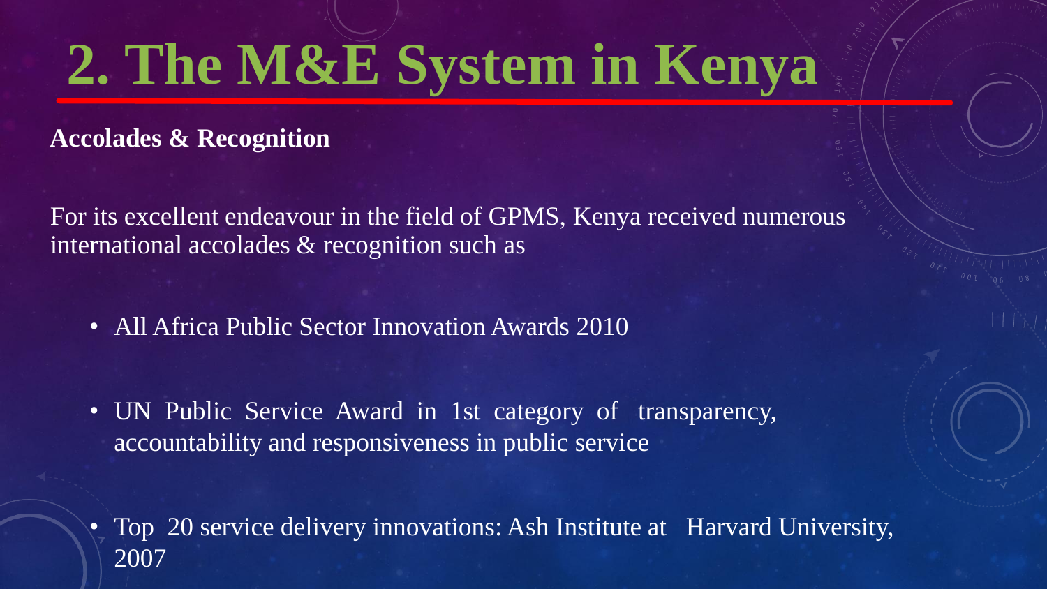# 2. The M&E System in Kenya

**Accolades & Recognition**

For its excellent endeavour in the field of GPMS, Kenya received numerous international accolades & recognition such as

- All Africa Public Sector Innovation Awards 2010
- UN Public Service Award in 1st category of transparency, accountability and responsiveness in public service
- Top 20 service delivery innovations: Ash Institute at Harvard University, 2007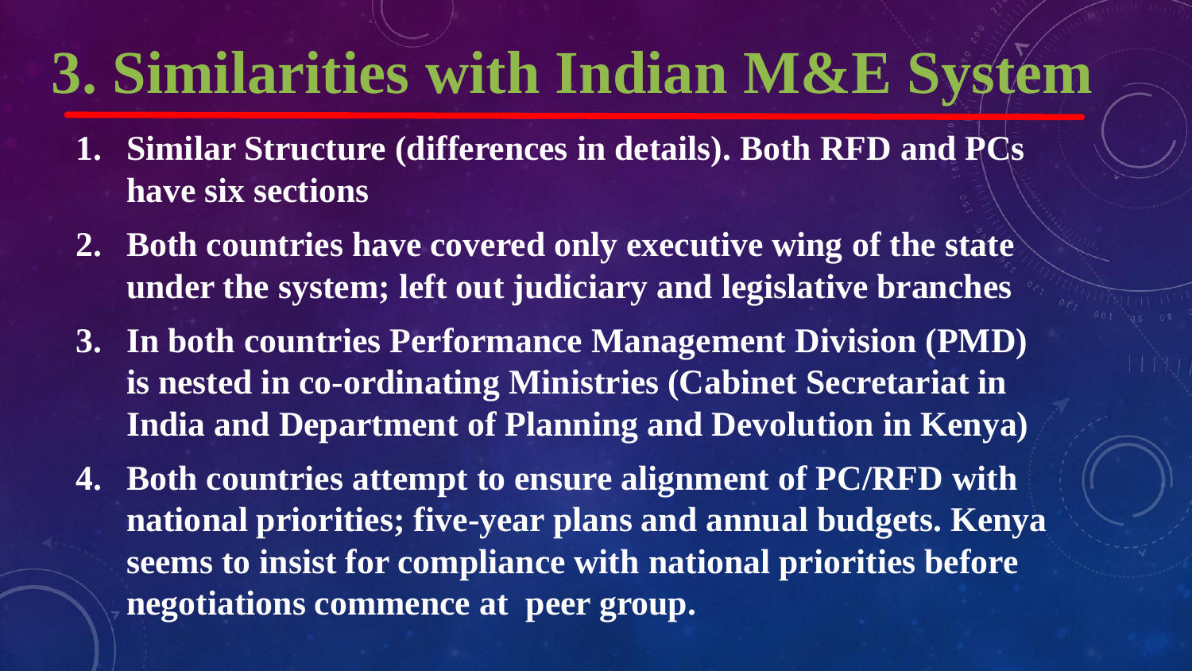# 3. Similarities with Indian M&E System

1. **Similar Structure (differences in details). Both RFD and PCs have six sections**
2. **Both countries have covered only executive wing of the state under the system; left out judiciary and legislative branches**
3. **In both countries Performance Management Division (PMD) is nested in co-ordinating Ministries (Cabinet Secretariat in India and Department of Planning and Devolution in Kenya)**
4. **Both countries attempt to ensure alignment of PC/RFD with national priorities; five-year plans and annual budgets. Kenya seems to insist for compliance with national priorities before negotiations commence at peer group.**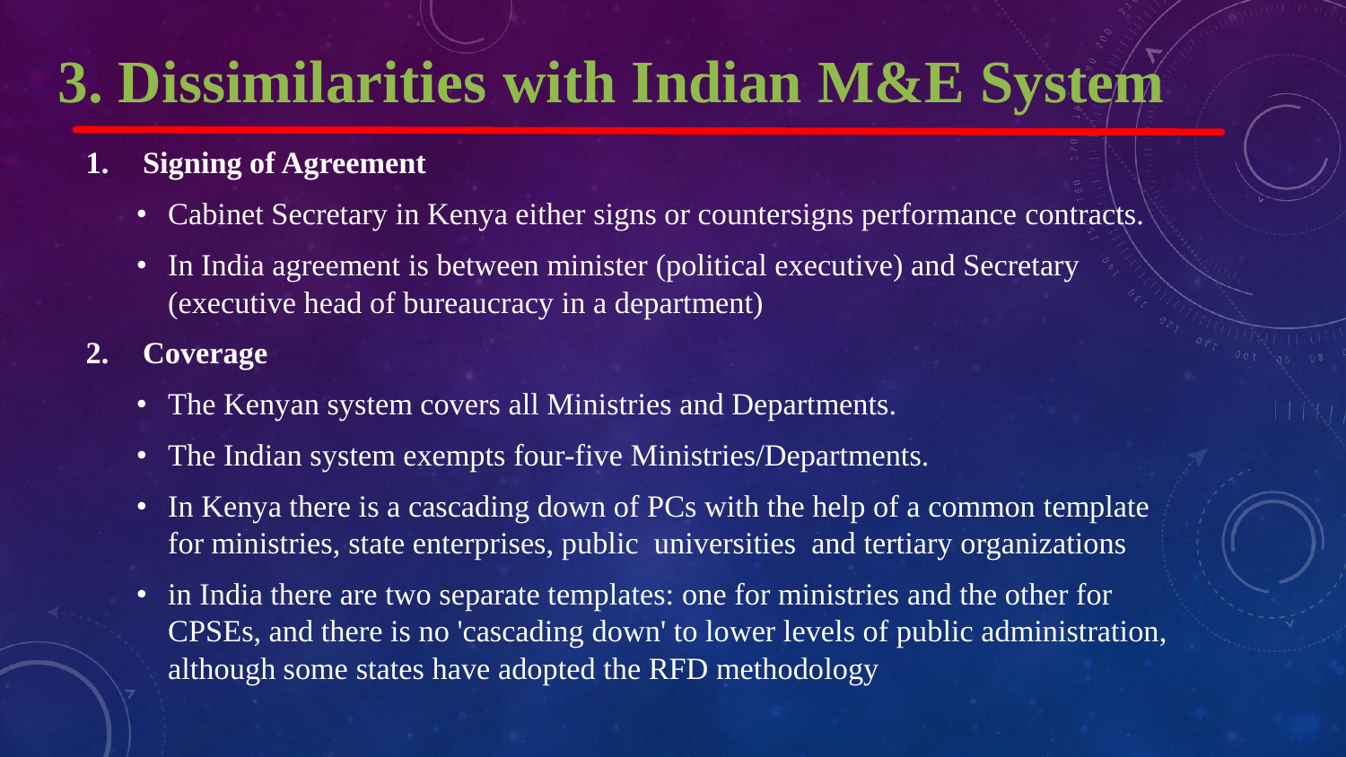# 3. Dissimilarities with Indian M&E System

1. **Signing of Agreement**
   - Cabinet Secretary in Kenya either signs or countersigns performance contracts.
   - In India agreement is between minister (political executive) and Secretary (executive head of bureaucracy in a department)
2. **Coverage**
   - The Kenyan system covers all Ministries and Departments.
   - The Indian system exempts four-five Ministries/Departments.
   - In Kenya there is a cascading down of PCs with the help of a common template for ministries, state enterprises, public universities and tertiary organizations
   - in India there are two separate templates: one for ministries and the other for CPSEs, and there is no 'cascading down' to lower levels of public administration, although some states have adopted the RFD methodology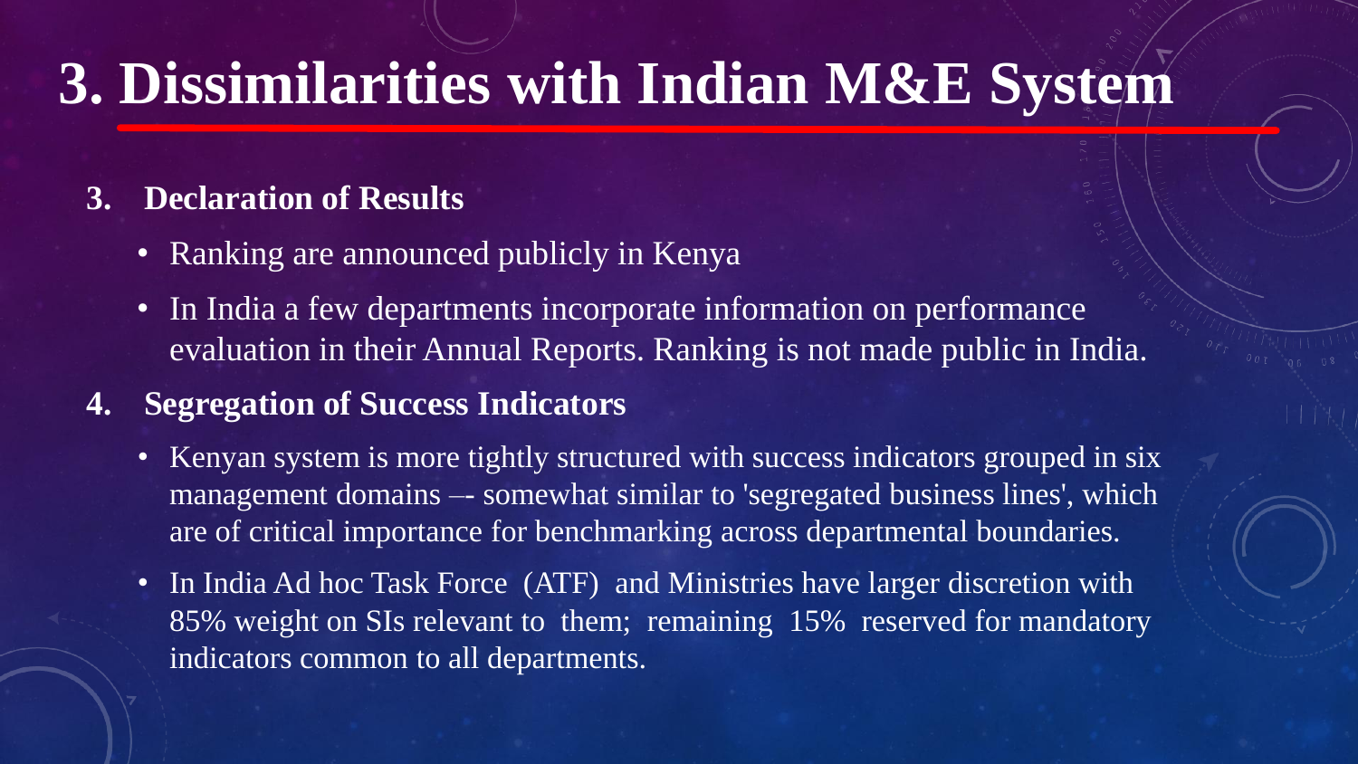# 3. Dissimilarities with Indian M&E System

3. **Declaration of Results**
   - Ranking are announced publicly in Kenya
   - In India a few departments incorporate information on performance evaluation in their Annual Reports. Ranking is not made public in India.

4. **Segregation of Success Indicators**
   - Kenyan system is more tightly structured with success indicators grouped in six management domains –- somewhat similar to 'segregated business lines', which are of critical importance for benchmarking across departmental boundaries.
   - In India Ad hoc Task Force (ATF) and Ministries have larger discretion with 85% weight on SIs relevant to them; remaining 15% reserved for mandatory indicators common to all departments.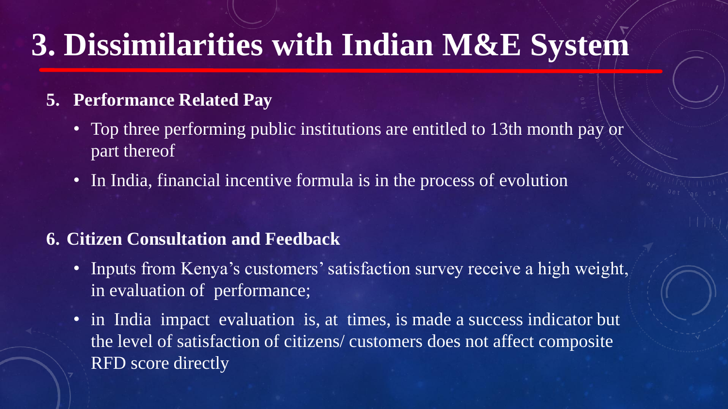# 3. Dissimilarities with Indian M&E System

5. **Performance Related Pay**
   - Top three performing public institutions are entitled to 13th month pay or part thereof
   - In India, financial incentive formula is in the process of evolution

6. **Citizen Consultation and Feedback**
   - Inputs from Kenya's customers' satisfaction survey receive a high weight, in evaluation of performance;
   - in India impact evaluation is, at times, is made a success indicator but the level of satisfaction of citizens/ customers does not affect composite RFD score directly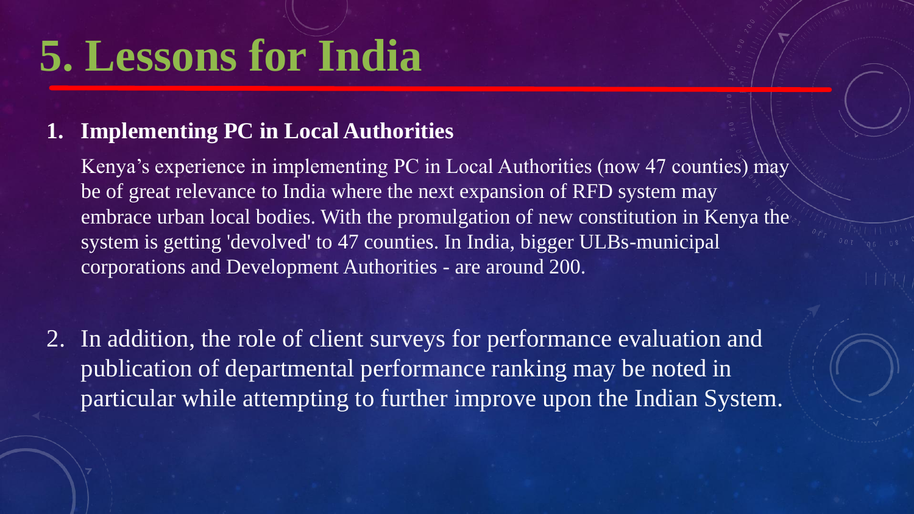# 5. Lessons for India

1. **Implementing PC in Local Authorities**

   Kenya's experience in implementing PC in Local Authorities (now 47 counties) may be of great relevance to India where the next expansion of RFD system may embrace urban local bodies. With the promulgation of new constitution in Kenya the system is getting 'devolved' to 47 counties. In India, bigger ULBs-municipal corporations and Development Authorities - are around 200.

2. In addition, the role of client surveys for performance evaluation and publication of departmental performance ranking may be noted in particular while attempting to further improve upon the Indian System.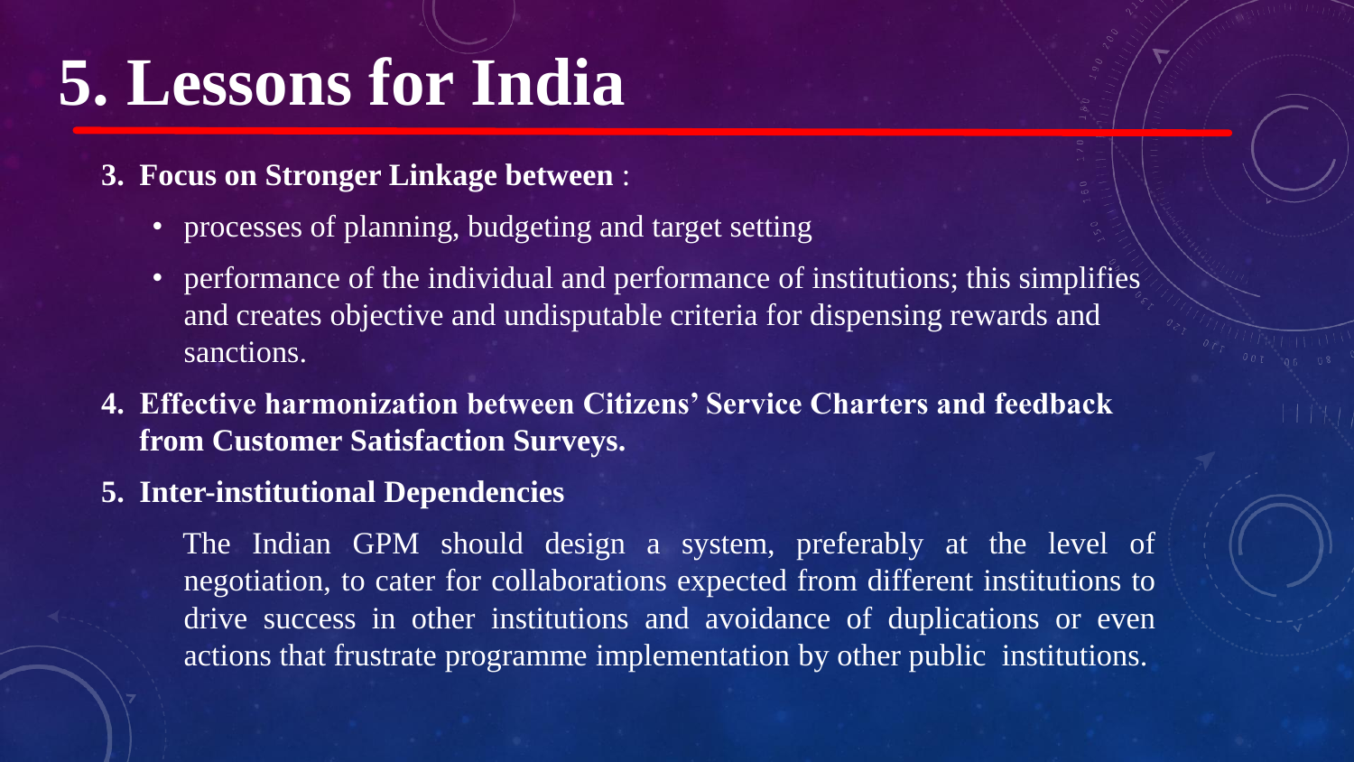# 5. Lessons for India

3. **Focus on Stronger Linkage between** :
    - processes of planning, budgeting and target setting
    - performance of the individual and performance of institutions; this simplifies and creates objective and undisputable criteria for dispensing rewards and sanctions.
4. **Effective harmonization between Citizens' Service Charters and feedback from Customer Satisfaction Surveys.**
5. **Inter-institutional Dependencies**

    The Indian GPM should design a system, preferably at the level of negotiation, to cater for collaborations expected from different institutions to drive success in other institutions and avoidance of duplications or even actions that frustrate programme implementation by other public institutions.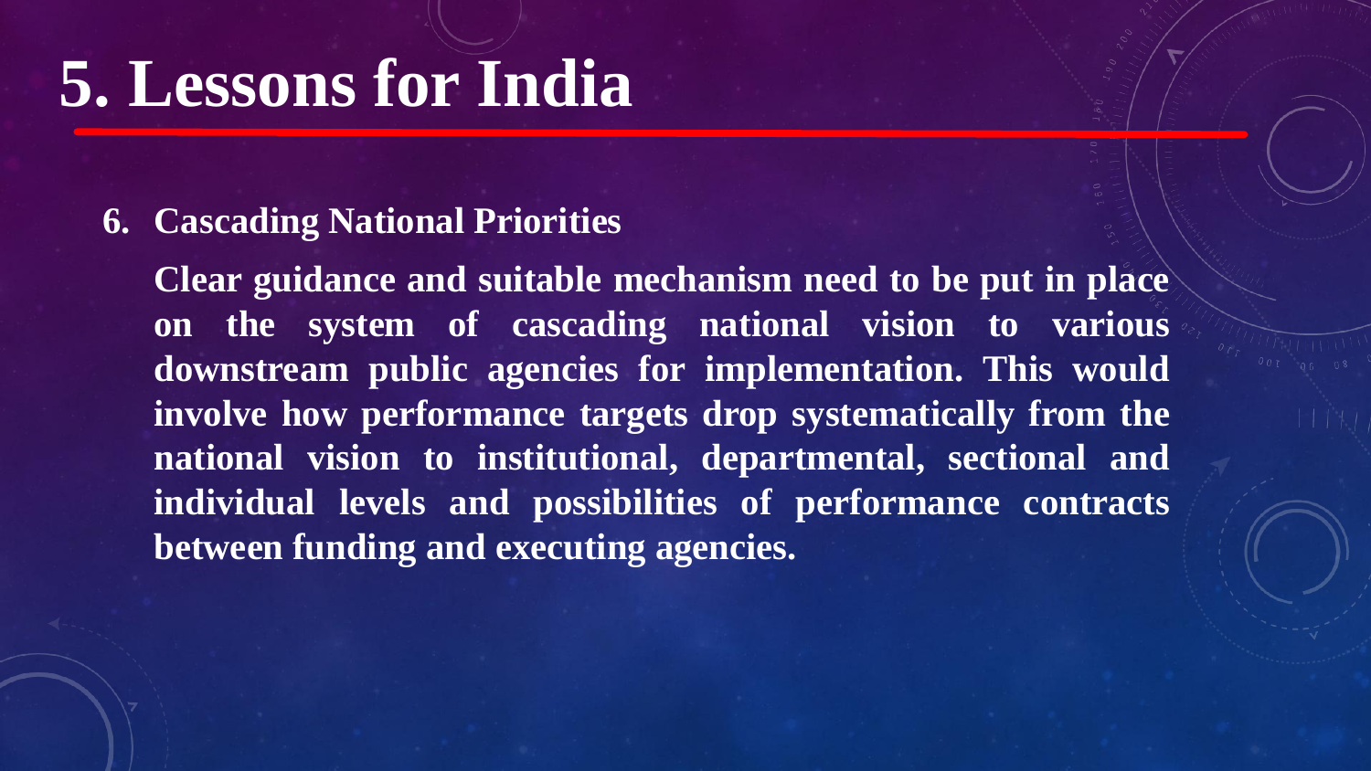# 5. Lessons for India

6. **Cascading National Priorities**

   **Clear guidance and suitable mechanism need to be put in place on the system of cascading national vision to various downstream public agencies for implementation. This would involve how performance targets drop systematically from the national vision to institutional, departmental, sectional and individual levels and possibilities of performance contracts between funding and executing agencies.**